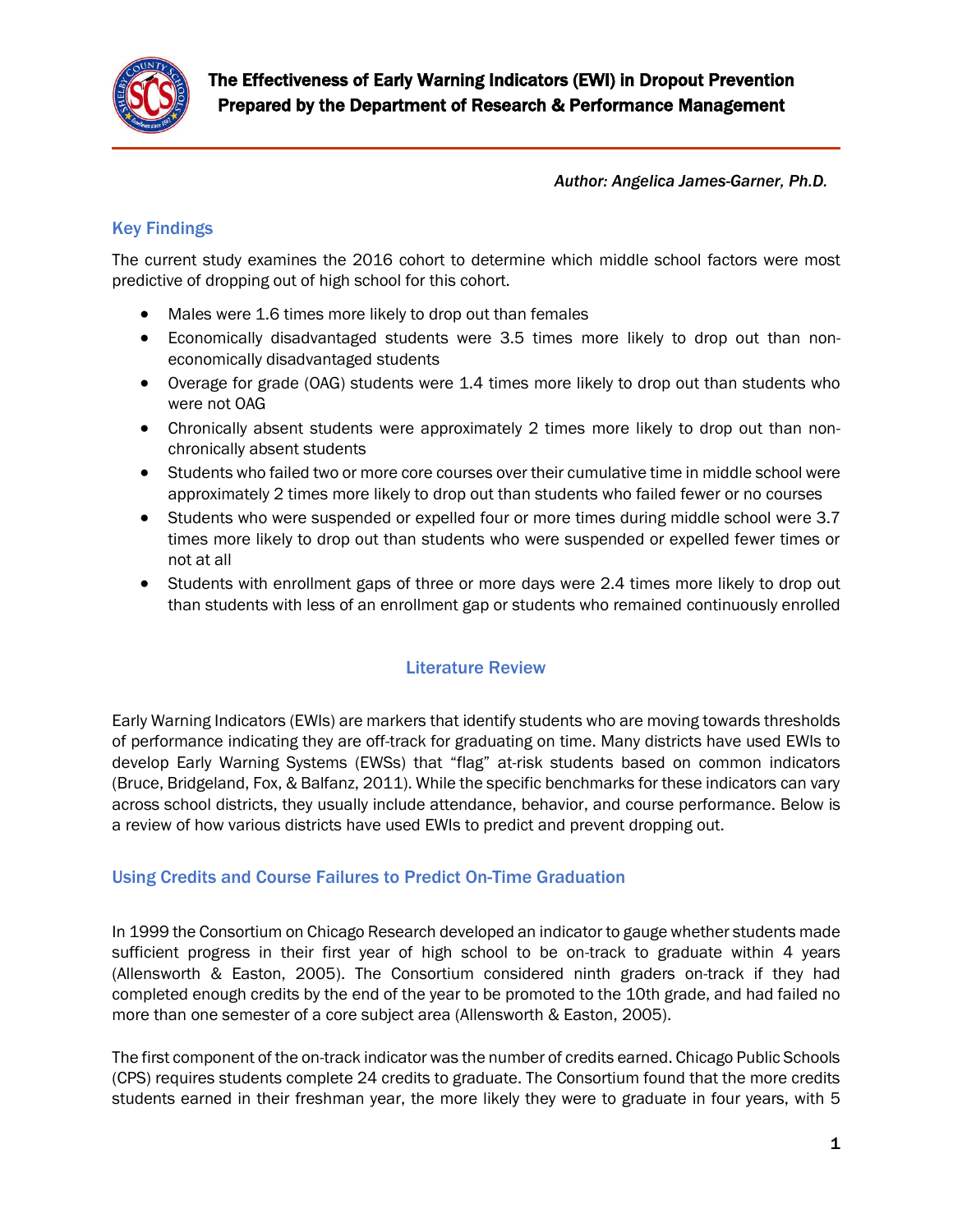# The Effectiveness of Early Warning Indicators (EWI) in Dropout Prevention
## Prepared by the Department of Research & Performance Management

*Author: Angelica James-Garner, Ph.D.*

### Key Findings

The current study examines the 2016 cohort to determine which middle school factors were most predictive of dropping out of high school for this cohort.

- Males were 1.6 times more likely to drop out than females
- Economically disadvantaged students were 3.5 times more likely to drop out than non-economically disadvantaged students
- Overage for grade (OAG) students were 1.4 times more likely to drop out than students who were not OAG
- Chronically absent students were approximately 2 times more likely to drop out than non-chronically absent students
- Students who failed two or more core courses over their cumulative time in middle school were approximately 2 times more likely to drop out than students who failed fewer or no courses
- Students who were suspended or expelled four or more times during middle school were 3.7 times more likely to drop out than students who were suspended or expelled fewer times or not at all
- Students with enrollment gaps of three or more days were 2.4 times more likely to drop out than students with less of an enrollment gap or students who remained continuously enrolled

## Literature Review

Early Warning Indicators (EWIs) are markers that identify students who are moving towards thresholds of performance indicating they are off-track for graduating on time. Many districts have used EWIs to develop Early Warning Systems (EWSs) that "flag" at-risk students based on common indicators (Bruce, Bridgeland, Fox, & Balfanz, 2011). While the specific benchmarks for these indicators can vary across school districts, they usually include attendance, behavior, and course performance. Below is a review of how various districts have used EWIs to predict and prevent dropping out.

### Using Credits and Course Failures to Predict On-Time Graduation

In 1999 the Consortium on Chicago Research developed an indicator to gauge whether students made sufficient progress in their first year of high school to be on-track to graduate within 4 years (Allensworth & Easton, 2005). The Consortium considered ninth graders on-track if they had completed enough credits by the end of the year to be promoted to the 10th grade, and had failed no more than one semester of a core subject area (Allensworth & Easton, 2005).

The first component of the on-track indicator was the number of credits earned. Chicago Public Schools (CPS) requires students complete 24 credits to graduate. The Consortium found that the more credits students earned in their freshman year, the more likely they were to graduate in four years, with 5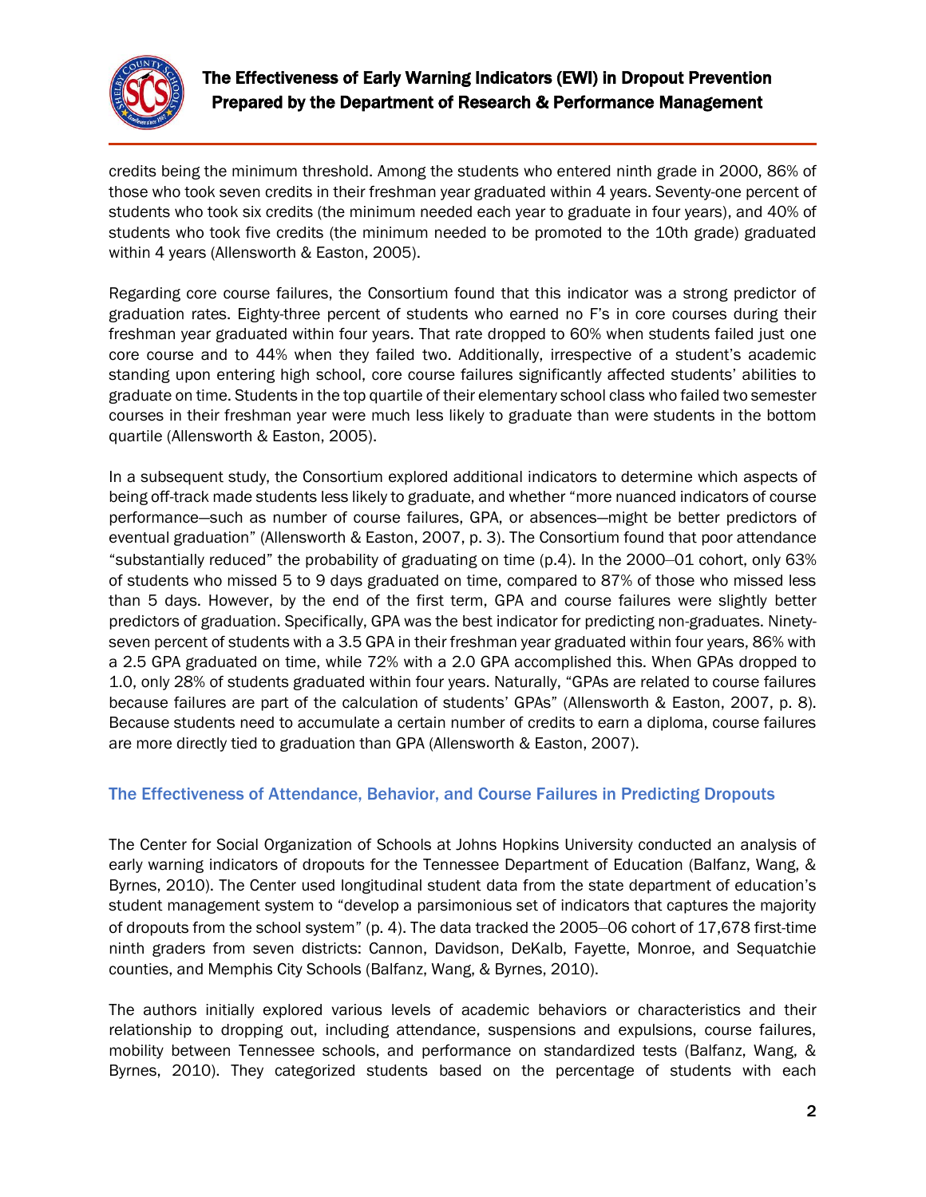credits being the minimum threshold. Among the students who entered ninth grade in 2000, 86% of those who took seven credits in their freshman year graduated within 4 years. Seventy-one percent of students who took six credits (the minimum needed each year to graduate in four years), and 40% of students who took five credits (the minimum needed to be promoted to the 10th grade) graduated within 4 years (Allensworth & Easton, 2005).

Regarding core course failures, the Consortium found that this indicator was a strong predictor of graduation rates. Eighty-three percent of students who earned no F's in core courses during their freshman year graduated within four years. That rate dropped to 60% when students failed just one core course and to 44% when they failed two. Additionally, irrespective of a student's academic standing upon entering high school, core course failures significantly affected students' abilities to graduate on time. Students in the top quartile of their elementary school class who failed two semester courses in their freshman year were much less likely to graduate than were students in the bottom quartile (Allensworth & Easton, 2005).

In a subsequent study, the Consortium explored additional indicators to determine which aspects of being off-track made students less likely to graduate, and whether "more nuanced indicators of course performance—such as number of course failures, GPA, or absences—might be better predictors of eventual graduation" (Allensworth & Easton, 2007, p. 3). The Consortium found that poor attendance "substantially reduced" the probability of graduating on time (p.4). In the 2000–01 cohort, only 63% of students who missed 5 to 9 days graduated on time, compared to 87% of those who missed less than 5 days. However, by the end of the first term, GPA and course failures were slightly better predictors of graduation. Specifically, GPA was the best indicator for predicting non-graduates. Ninety-seven percent of students with a 3.5 GPA in their freshman year graduated within four years, 86% with a 2.5 GPA graduated on time, while 72% with a 2.0 GPA accomplished this. When GPAs dropped to 1.0, only 28% of students graduated within four years. Naturally, "GPAs are related to course failures because failures are part of the calculation of students' GPAs" (Allensworth & Easton, 2007, p. 8). Because students need to accumulate a certain number of credits to earn a diploma, course failures are more directly tied to graduation than GPA (Allensworth & Easton, 2007).

## The Effectiveness of Attendance, Behavior, and Course Failures in Predicting Dropouts

The Center for Social Organization of Schools at Johns Hopkins University conducted an analysis of early warning indicators of dropouts for the Tennessee Department of Education (Balfanz, Wang, & Byrnes, 2010). The Center used longitudinal student data from the state department of education's student management system to "develop a parsimonious set of indicators that captures the majority of dropouts from the school system" (p. 4). The data tracked the 2005–06 cohort of 17,678 first-time ninth graders from seven districts: Cannon, Davidson, DeKalb, Fayette, Monroe, and Sequatchie counties, and Memphis City Schools (Balfanz, Wang, & Byrnes, 2010).

The authors initially explored various levels of academic behaviors or characteristics and their relationship to dropping out, including attendance, suspensions and expulsions, course failures, mobility between Tennessee schools, and performance on standardized tests (Balfanz, Wang, & Byrnes, 2010). They categorized students based on the percentage of students with each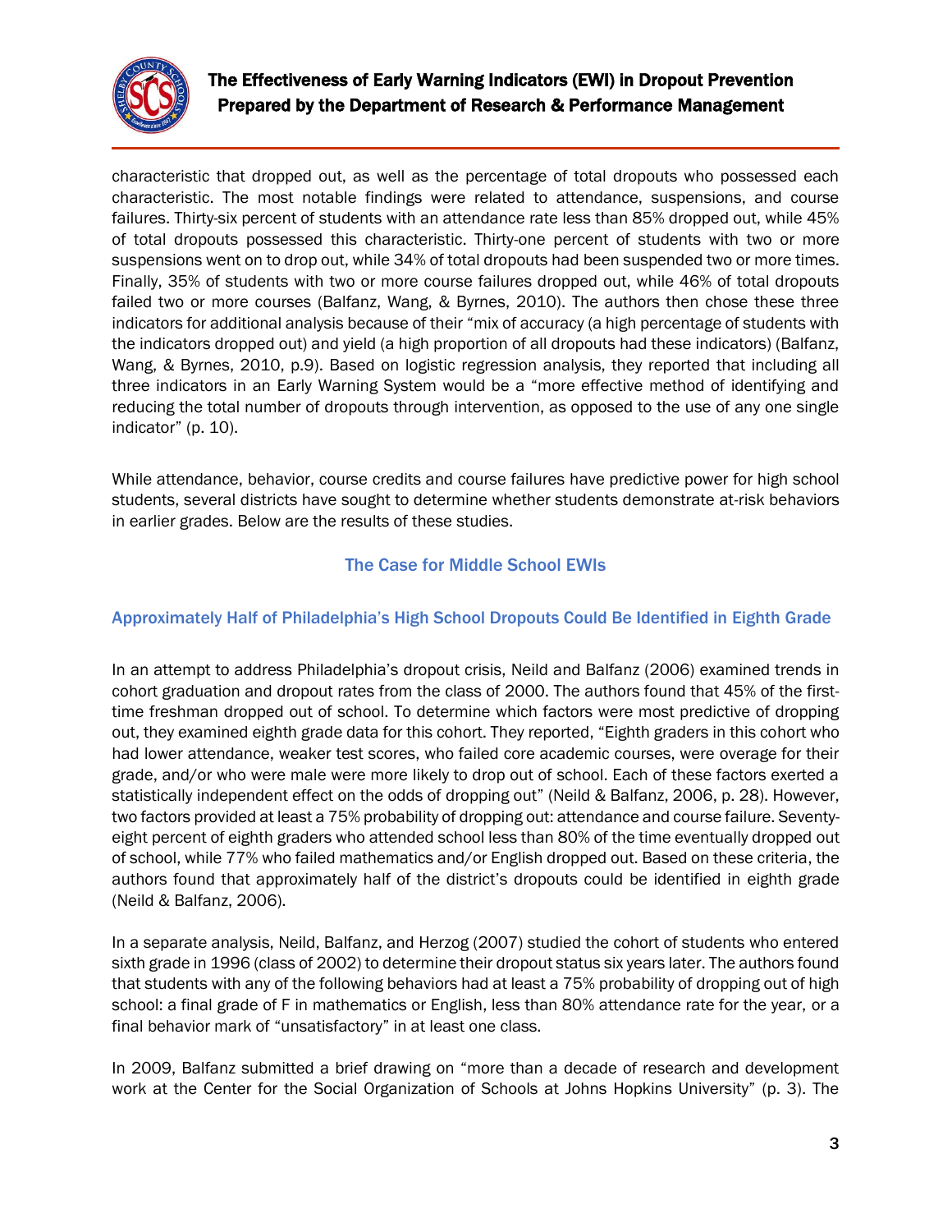characteristic that dropped out, as well as the percentage of total dropouts who possessed each characteristic. The most notable findings were related to attendance, suspensions, and course failures. Thirty-six percent of students with an attendance rate less than 85% dropped out, while 45% of total dropouts possessed this characteristic. Thirty-one percent of students with two or more suspensions went on to drop out, while 34% of total dropouts had been suspended two or more times. Finally, 35% of students with two or more course failures dropped out, while 46% of total dropouts failed two or more courses (Balfanz, Wang, & Byrnes, 2010). The authors then chose these three indicators for additional analysis because of their "mix of accuracy (a high percentage of students with the indicators dropped out) and yield (a high proportion of all dropouts had these indicators) (Balfanz, Wang, & Byrnes, 2010, p.9). Based on logistic regression analysis, they reported that including all three indicators in an Early Warning System would be a "more effective method of identifying and reducing the total number of dropouts through intervention, as opposed to the use of any one single indicator" (p. 10).

While attendance, behavior, course credits and course failures have predictive power for high school students, several districts have sought to determine whether students demonstrate at-risk behaviors in earlier grades. Below are the results of these studies.

## The Case for Middle School EWIs

### Approximately Half of Philadelphia's High School Dropouts Could Be Identified in Eighth Grade

In an attempt to address Philadelphia's dropout crisis, Neild and Balfanz (2006) examined trends in cohort graduation and dropout rates from the class of 2000. The authors found that 45% of the first-time freshman dropped out of school. To determine which factors were most predictive of dropping out, they examined eighth grade data for this cohort. They reported, "Eighth graders in this cohort who had lower attendance, weaker test scores, who failed core academic courses, were overage for their grade, and/or who were male were more likely to drop out of school. Each of these factors exerted a statistically independent effect on the odds of dropping out" (Neild & Balfanz, 2006, p. 28). However, two factors provided at least a 75% probability of dropping out: attendance and course failure. Seventy-eight percent of eighth graders who attended school less than 80% of the time eventually dropped out of school, while 77% who failed mathematics and/or English dropped out. Based on these criteria, the authors found that approximately half of the district's dropouts could be identified in eighth grade (Neild & Balfanz, 2006).

In a separate analysis, Neild, Balfanz, and Herzog (2007) studied the cohort of students who entered sixth grade in 1996 (class of 2002) to determine their dropout status six years later. The authors found that students with any of the following behaviors had at least a 75% probability of dropping out of high school: a final grade of F in mathematics or English, less than 80% attendance rate for the year, or a final behavior mark of "unsatisfactory" in at least one class.

In 2009, Balfanz submitted a brief drawing on "more than a decade of research and development work at the Center for the Social Organization of Schools at Johns Hopkins University" (p. 3). The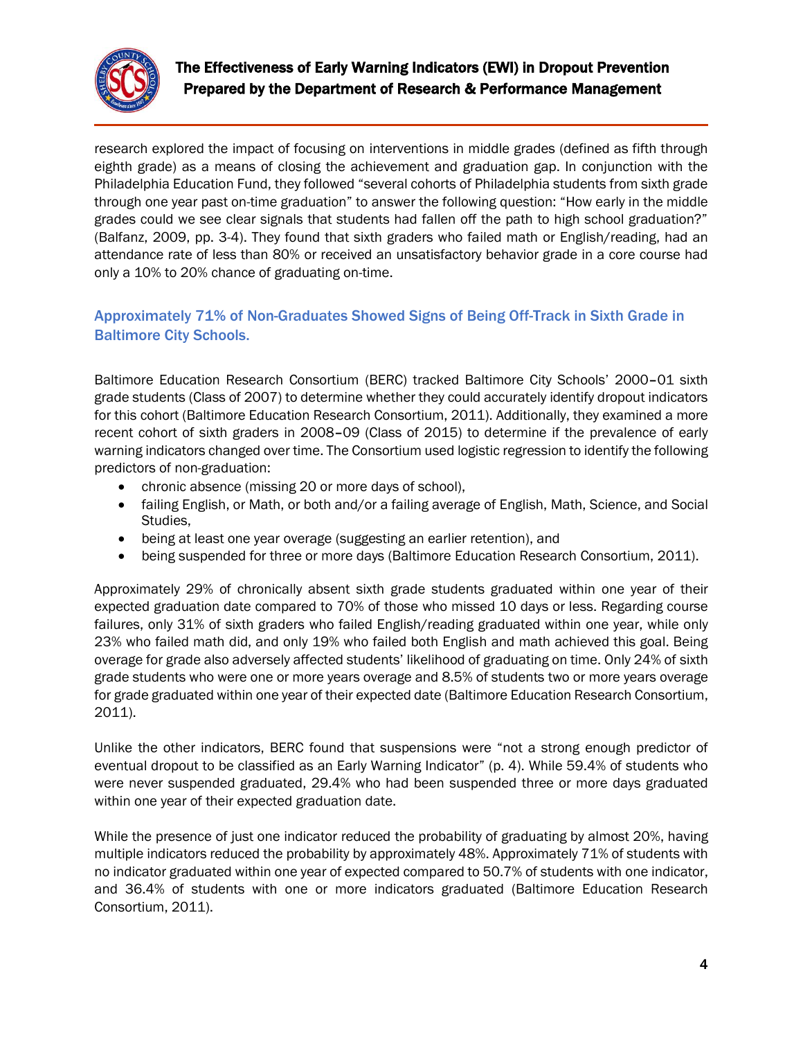research explored the impact of focusing on interventions in middle grades (defined as fifth through eighth grade) as a means of closing the achievement and graduation gap. In conjunction with the Philadelphia Education Fund, they followed "several cohorts of Philadelphia students from sixth grade through one year past on-time graduation" to answer the following question: "How early in the middle grades could we see clear signals that students had fallen off the path to high school graduation?" (Balfanz, 2009, pp. 3-4). They found that sixth graders who failed math or English/reading, had an attendance rate of less than 80% or received an unsatisfactory behavior grade in a core course had only a 10% to 20% chance of graduating on-time.

### Approximately 71% of Non-Graduates Showed Signs of Being Off-Track in Sixth Grade in Baltimore City Schools.

Baltimore Education Research Consortium (BERC) tracked Baltimore City Schools' 2000–01 sixth grade students (Class of 2007) to determine whether they could accurately identify dropout indicators for this cohort (Baltimore Education Research Consortium, 2011). Additionally, they examined a more recent cohort of sixth graders in 2008–09 (Class of 2015) to determine if the prevalence of early warning indicators changed over time. The Consortium used logistic regression to identify the following predictors of non-graduation:

- chronic absence (missing 20 or more days of school),
- failing English, or Math, or both and/or a failing average of English, Math, Science, and Social Studies,
- being at least one year overage (suggesting an earlier retention), and
- being suspended for three or more days (Baltimore Education Research Consortium, 2011).

Approximately 29% of chronically absent sixth grade students graduated within one year of their expected graduation date compared to 70% of those who missed 10 days or less. Regarding course failures, only 31% of sixth graders who failed English/reading graduated within one year, while only 23% who failed math did, and only 19% who failed both English and math achieved this goal. Being overage for grade also adversely affected students' likelihood of graduating on time. Only 24% of sixth grade students who were one or more years overage and 8.5% of students two or more years overage for grade graduated within one year of their expected date (Baltimore Education Research Consortium, 2011).

Unlike the other indicators, BERC found that suspensions were "not a strong enough predictor of eventual dropout to be classified as an Early Warning Indicator" (p. 4). While 59.4% of students who were never suspended graduated, 29.4% who had been suspended three or more days graduated within one year of their expected graduation date.

While the presence of just one indicator reduced the probability of graduating by almost 20%, having multiple indicators reduced the probability by approximately 48%. Approximately 71% of students with no indicator graduated within one year of expected compared to 50.7% of students with one indicator, and 36.4% of students with one or more indicators graduated (Baltimore Education Research Consortium, 2011).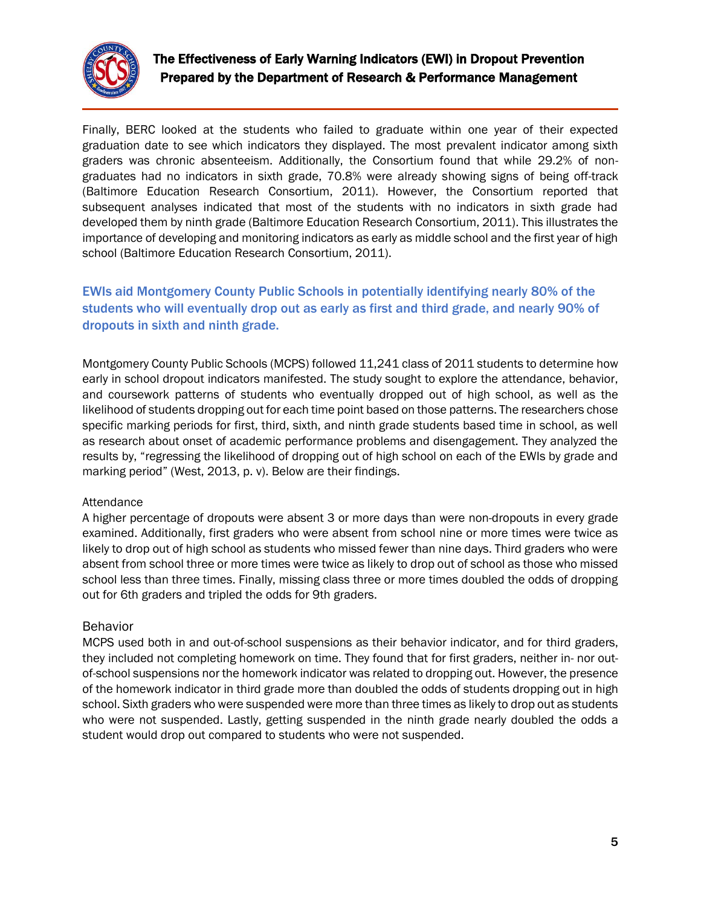Finally, BERC looked at the students who failed to graduate within one year of their expected graduation date to see which indicators they displayed. The most prevalent indicator among sixth graders was chronic absenteeism. Additionally, the Consortium found that while 29.2% of non-graduates had no indicators in sixth grade, 70.8% were already showing signs of being off-track (Baltimore Education Research Consortium, 2011). However, the Consortium reported that subsequent analyses indicated that most of the students with no indicators in sixth grade had developed them by ninth grade (Baltimore Education Research Consortium, 2011). This illustrates the importance of developing and monitoring indicators as early as middle school and the first year of high school (Baltimore Education Research Consortium, 2011).

## EWIs aid Montgomery County Public Schools in potentially identifying nearly 80% of the students who will eventually drop out as early as first and third grade, and nearly 90% of dropouts in sixth and ninth grade.

Montgomery County Public Schools (MCPS) followed 11,241 class of 2011 students to determine how early in school dropout indicators manifested. The study sought to explore the attendance, behavior, and coursework patterns of students who eventually dropped out of high school, as well as the likelihood of students dropping out for each time point based on those patterns. The researchers chose specific marking periods for first, third, sixth, and ninth grade students based time in school, as well as research about onset of academic performance problems and disengagement. They analyzed the results by, "regressing the likelihood of dropping out of high school on each of the EWIs by grade and marking period" (West, 2013, p. v). Below are their findings.

### Attendance

A higher percentage of dropouts were absent 3 or more days than were non-dropouts in every grade examined. Additionally, first graders who were absent from school nine or more times were twice as likely to drop out of high school as students who missed fewer than nine days. Third graders who were absent from school three or more times were twice as likely to drop out of school as those who missed school less than three times. Finally, missing class three or more times doubled the odds of dropping out for 6th graders and tripled the odds for 9th graders.

### Behavior

MCPS used both in and out-of-school suspensions as their behavior indicator, and for third graders, they included not completing homework on time. They found that for first graders, neither in- nor out-of-school suspensions nor the homework indicator was related to dropping out. However, the presence of the homework indicator in third grade more than doubled the odds of students dropping out in high school. Sixth graders who were suspended were more than three times as likely to drop out as students who were not suspended. Lastly, getting suspended in the ninth grade nearly doubled the odds a student would drop out compared to students who were not suspended.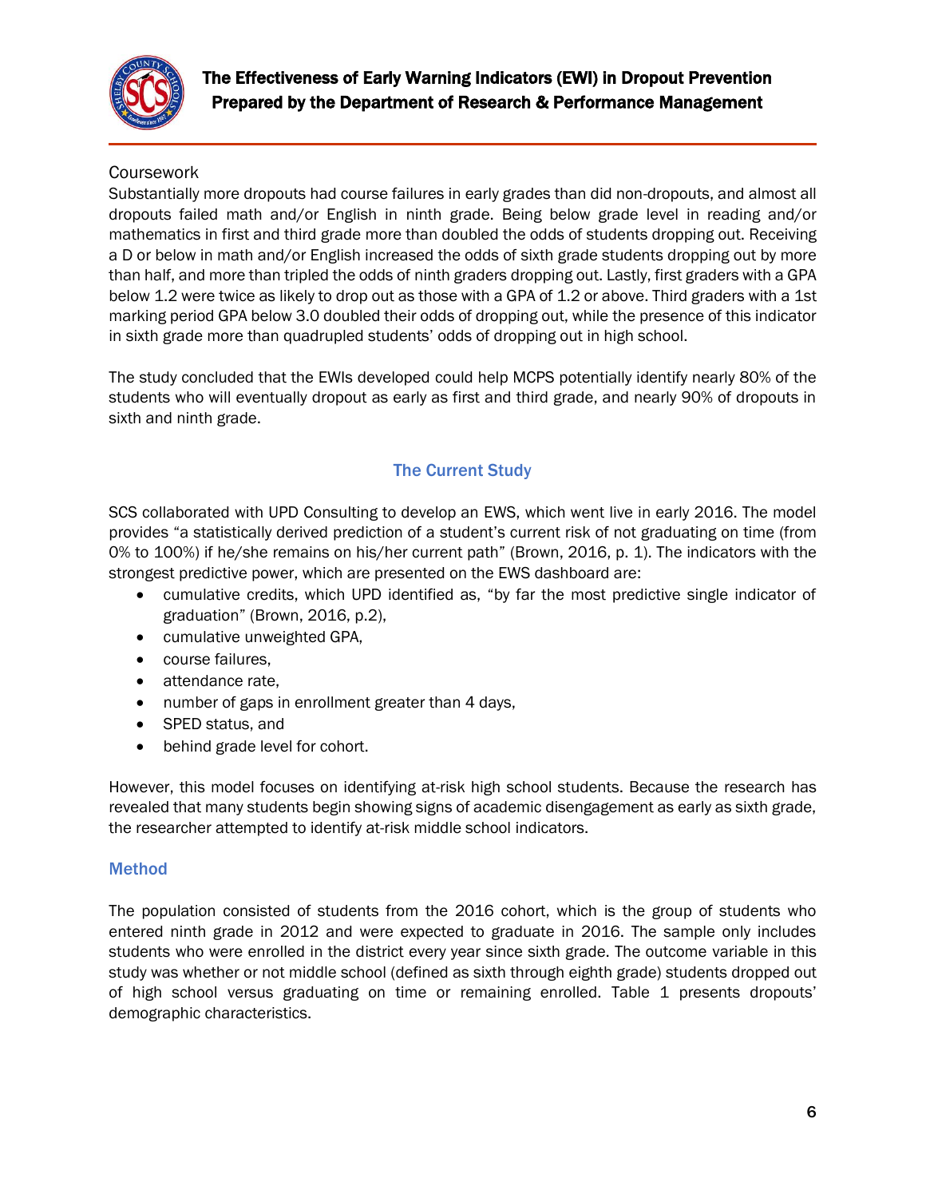Coursework

Substantially more dropouts had course failures in early grades than did non-dropouts, and almost all dropouts failed math and/or English in ninth grade. Being below grade level in reading and/or mathematics in first and third grade more than doubled the odds of students dropping out. Receiving a D or below in math and/or English increased the odds of sixth grade students dropping out by more than half, and more than tripled the odds of ninth graders dropping out. Lastly, first graders with a GPA below 1.2 were twice as likely to drop out as those with a GPA of 1.2 or above. Third graders with a 1st marking period GPA below 3.0 doubled their odds of dropping out, while the presence of this indicator in sixth grade more than quadrupled students' odds of dropping out in high school.

The study concluded that the EWIs developed could help MCPS potentially identify nearly 80% of the students who will eventually dropout as early as first and third grade, and nearly 90% of dropouts in sixth and ninth grade.

## The Current Study

SCS collaborated with UPD Consulting to develop an EWS, which went live in early 2016. The model provides "a statistically derived prediction of a student's current risk of not graduating on time (from 0% to 100%) if he/she remains on his/her current path" (Brown, 2016, p. 1). The indicators with the strongest predictive power, which are presented on the EWS dashboard are:

- cumulative credits, which UPD identified as, "by far the most predictive single indicator of graduation" (Brown, 2016, p.2),
- cumulative unweighted GPA,
- course failures,
- attendance rate,
- number of gaps in enrollment greater than 4 days,
- SPED status, and
- behind grade level for cohort.

However, this model focuses on identifying at-risk high school students. Because the research has revealed that many students begin showing signs of academic disengagement as early as sixth grade, the researcher attempted to identify at-risk middle school indicators.

### Method

The population consisted of students from the 2016 cohort, which is the group of students who entered ninth grade in 2012 and were expected to graduate in 2016. The sample only includes students who were enrolled in the district every year since sixth grade. The outcome variable in this study was whether or not middle school (defined as sixth through eighth grade) students dropped out of high school versus graduating on time or remaining enrolled. Table 1 presents dropouts' demographic characteristics.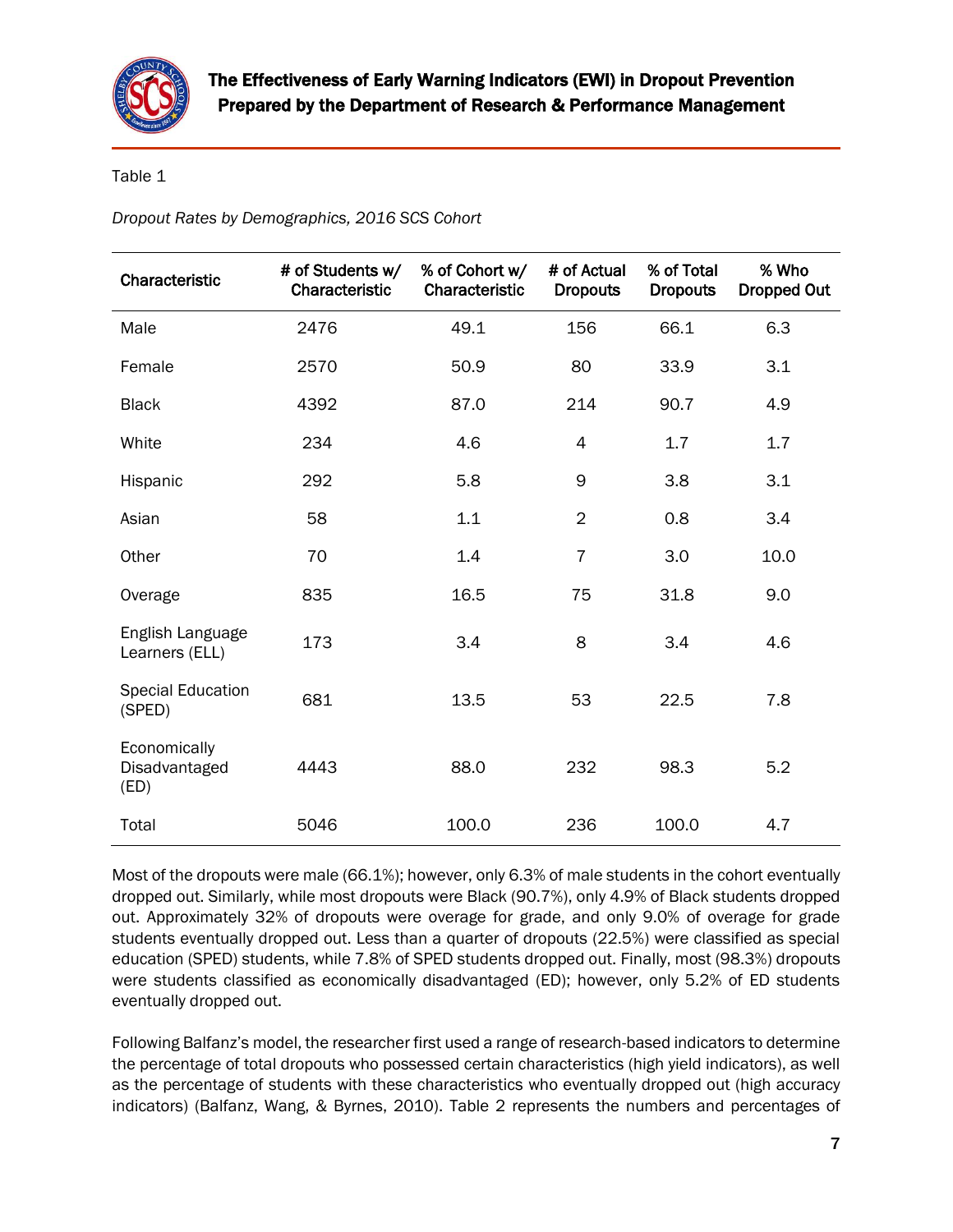Table 1

*Dropout Rates by Demographics, 2016 SCS Cohort*

| Characteristic | # of Students w/ Characteristic | % of Cohort w/ Characteristic | # of Actual Dropouts | % of Total Dropouts | % Who Dropped Out |
|---|---|---|---|---|---|
| Male | 2476 | 49.1 | 156 | 66.1 | 6.3 |
| Female | 2570 | 50.9 | 80 | 33.9 | 3.1 |
| Black | 4392 | 87.0 | 214 | 90.7 | 4.9 |
| White | 234 | 4.6 | 4 | 1.7 | 1.7 |
| Hispanic | 292 | 5.8 | 9 | 3.8 | 3.1 |
| Asian | 58 | 1.1 | 2 | 0.8 | 3.4 |
| Other | 70 | 1.4 | 7 | 3.0 | 10.0 |
| Overage | 835 | 16.5 | 75 | 31.8 | 9.0 |
| English Language Learners (ELL) | 173 | 3.4 | 8 | 3.4 | 4.6 |
| Special Education (SPED) | 681 | 13.5 | 53 | 22.5 | 7.8 |
| Economically Disadvantaged (ED) | 4443 | 88.0 | 232 | 98.3 | 5.2 |
| Total | 5046 | 100.0 | 236 | 100.0 | 4.7 |

Most of the dropouts were male (66.1%); however, only 6.3% of male students in the cohort eventually dropped out. Similarly, while most dropouts were Black (90.7%), only 4.9% of Black students dropped out. Approximately 32% of dropouts were overage for grade, and only 9.0% of overage for grade students eventually dropped out. Less than a quarter of dropouts (22.5%) were classified as special education (SPED) students, while 7.8% of SPED students dropped out. Finally, most (98.3%) dropouts were students classified as economically disadvantaged (ED); however, only 5.2% of ED students eventually dropped out.

Following Balfanz's model, the researcher first used a range of research-based indicators to determine the percentage of total dropouts who possessed certain characteristics (high yield indicators), as well as the percentage of students with these characteristics who eventually dropped out (high accuracy indicators) (Balfanz, Wang, & Byrnes, 2010). Table 2 represents the numbers and percentages of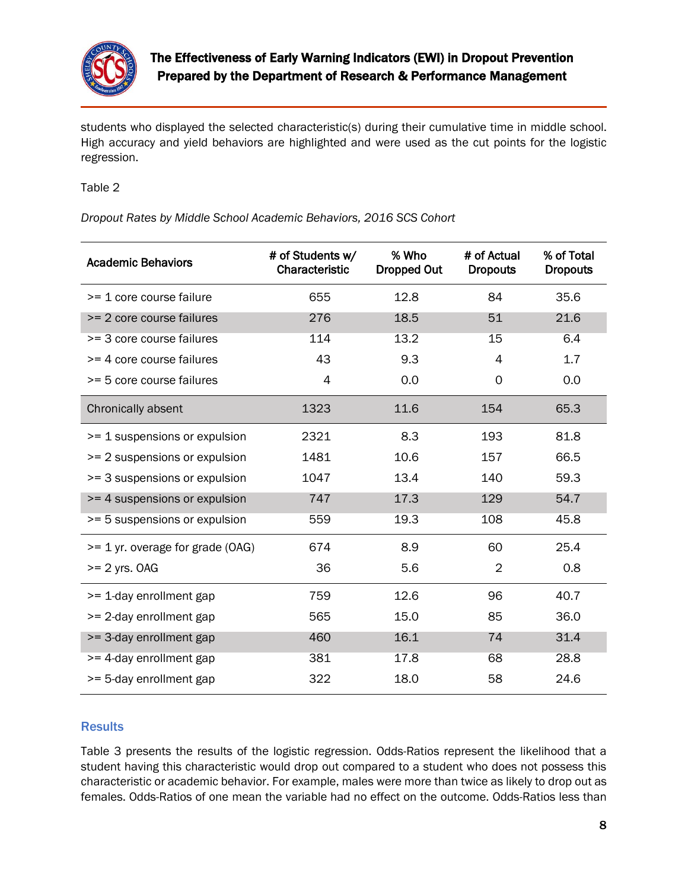students who displayed the selected characteristic(s) during their cumulative time in middle school. High accuracy and yield behaviors are highlighted and were used as the cut points for the logistic regression.

Table 2

*Dropout Rates by Middle School Academic Behaviors, 2016 SCS Cohort*

| Academic Behaviors | # of Students w/ Characteristic | % Who Dropped Out | # of Actual Dropouts | % of Total Dropouts |
|---|---|---|---|---|
| >= 1 core course failure | 655 | 12.8 | 84 | 35.6 |
| >= 2 core course failures | 276 | 18.5 | 51 | 21.6 |
| >= 3 core course failures | 114 | 13.2 | 15 | 6.4 |
| >= 4 core course failures | 43 | 9.3 | 4 | 1.7 |
| >= 5 core course failures | 4 | 0.0 | 0 | 0.0 |
| Chronically absent | 1323 | 11.6 | 154 | 65.3 |
| >= 1 suspensions or expulsion | 2321 | 8.3 | 193 | 81.8 |
| >= 2 suspensions or expulsion | 1481 | 10.6 | 157 | 66.5 |
| >= 3 suspensions or expulsion | 1047 | 13.4 | 140 | 59.3 |
| >= 4 suspensions or expulsion | 747 | 17.3 | 129 | 54.7 |
| >= 5 suspensions or expulsion | 559 | 19.3 | 108 | 45.8 |
| >= 1 yr. overage for grade (OAG) | 674 | 8.9 | 60 | 25.4 |
| >= 2 yrs. OAG | 36 | 5.6 | 2 | 0.8 |
| >= 1-day enrollment gap | 759 | 12.6 | 96 | 40.7 |
| >= 2-day enrollment gap | 565 | 15.0 | 85 | 36.0 |
| >= 3-day enrollment gap | 460 | 16.1 | 74 | 31.4 |
| >= 4-day enrollment gap | 381 | 17.8 | 68 | 28.8 |
| >= 5-day enrollment gap | 322 | 18.0 | 58 | 24.6 |

## Results

Table 3 presents the results of the logistic regression. Odds-Ratios represent the likelihood that a student having this characteristic would drop out compared to a student who does not possess this characteristic or academic behavior. For example, males were more than twice as likely to drop out as females. Odds-Ratios of one mean the variable had no effect on the outcome. Odds-Ratios less than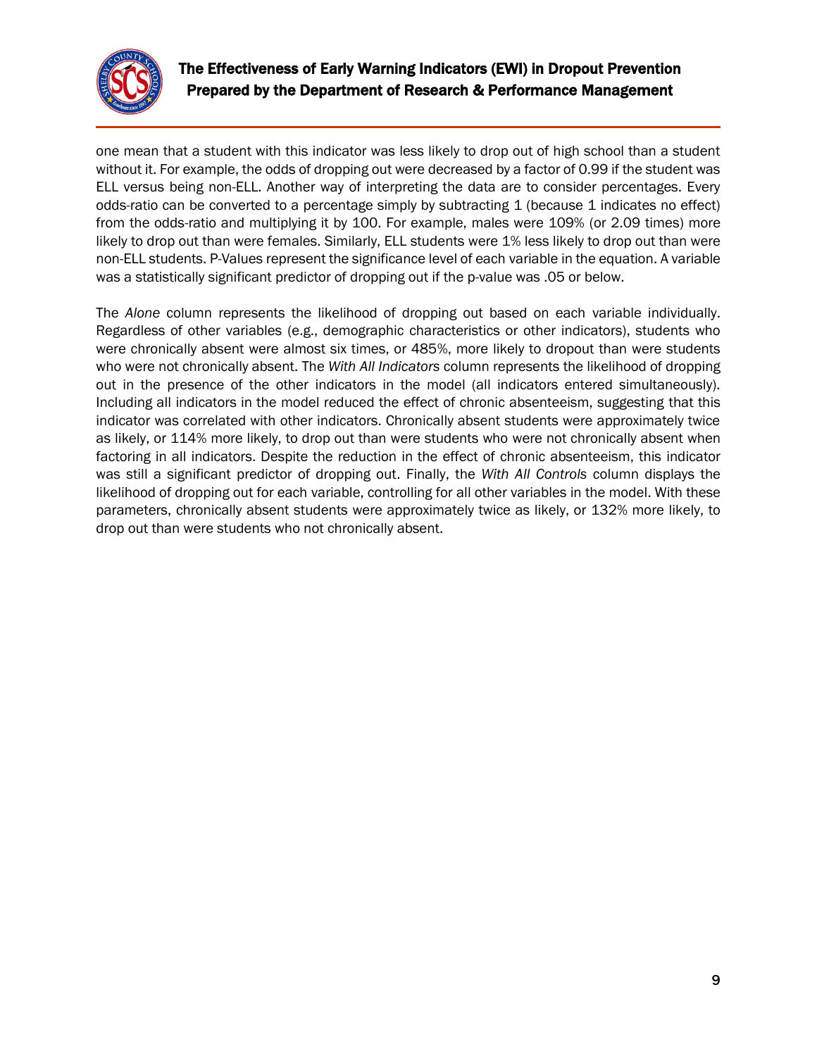one mean that a student with this indicator was less likely to drop out of high school than a student without it. For example, the odds of dropping out were decreased by a factor of 0.99 if the student was ELL versus being non-ELL. Another way of interpreting the data are to consider percentages. Every odds-ratio can be converted to a percentage simply by subtracting 1 (because 1 indicates no effect) from the odds-ratio and multiplying it by 100. For example, males were 109% (or 2.09 times) more likely to drop out than were females. Similarly, ELL students were 1% less likely to drop out than were non-ELL students. P-Values represent the significance level of each variable in the equation. A variable was a statistically significant predictor of dropping out if the p-value was .05 or below.

The *Alone* column represents the likelihood of dropping out based on each variable individually. Regardless of other variables (e.g., demographic characteristics or other indicators), students who were chronically absent were almost six times, or 485%, more likely to dropout than were students who were not chronically absent. The *With All Indicators* column represents the likelihood of dropping out in the presence of the other indicators in the model (all indicators entered simultaneously). Including all indicators in the model reduced the effect of chronic absenteeism, suggesting that this indicator was correlated with other indicators. Chronically absent students were approximately twice as likely, or 114% more likely, to drop out than were students who were not chronically absent when factoring in all indicators. Despite the reduction in the effect of chronic absenteeism, this indicator was still a significant predictor of dropping out. Finally, the *With All Controls* column displays the likelihood of dropping out for each variable, controlling for all other variables in the model. With these parameters, chronically absent students were approximately twice as likely, or 132% more likely, to drop out than were students who not chronically absent.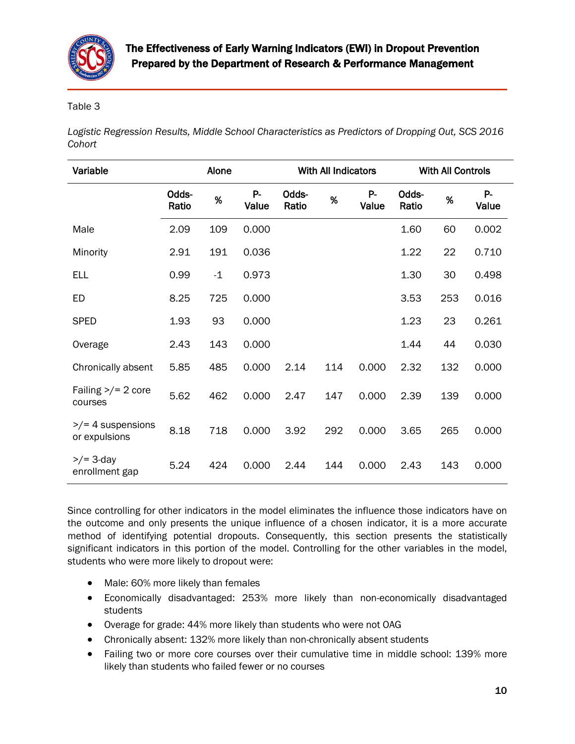Table 3

*Logistic Regression Results, Middle School Characteristics as Predictors of Dropping Out, SCS 2016 Cohort*

| Variable | Alone | | | With All Indicators | | | With All Controls | | |
|---|---|---|---|---|---|---|---|---|---|
| | Odds-Ratio | % | P-Value | Odds-Ratio | % | P-Value | Odds-Ratio | % | P-Value |
| Male | 2.09 | 109 | 0.000 | | | | 1.60 | 60 | 0.002 |
| Minority | 2.91 | 191 | 0.036 | | | | 1.22 | 22 | 0.710 |
| ELL | 0.99 | -1 | 0.973 | | | | 1.30 | 30 | 0.498 |
| ED | 8.25 | 725 | 0.000 | | | | 3.53 | 253 | 0.016 |
| SPED | 1.93 | 93 | 0.000 | | | | 1.23 | 23 | 0.261 |
| Overage | 2.43 | 143 | 0.000 | | | | 1.44 | 44 | 0.030 |
| Chronically absent | 5.85 | 485 | 0.000 | 2.14 | 114 | 0.000 | 2.32 | 132 | 0.000 |
| Failing >/= 2 core courses | 5.62 | 462 | 0.000 | 2.47 | 147 | 0.000 | 2.39 | 139 | 0.000 |
| >/= 4 suspensions or expulsions | 8.18 | 718 | 0.000 | 3.92 | 292 | 0.000 | 3.65 | 265 | 0.000 |
| >/= 3-day enrollment gap | 5.24 | 424 | 0.000 | 2.44 | 144 | 0.000 | 2.43 | 143 | 0.000 |

Since controlling for other indicators in the model eliminates the influence those indicators have on the outcome and only presents the unique influence of a chosen indicator, it is a more accurate method of identifying potential dropouts. Consequently, this section presents the statistically significant indicators in this portion of the model. Controlling for the other variables in the model, students who were more likely to dropout were:

- Male: 60% more likely than females
- Economically disadvantaged: 253% more likely than non-economically disadvantaged students
- Overage for grade: 44% more likely than students who were not OAG
- Chronically absent: 132% more likely than non-chronically absent students
- Failing two or more core courses over their cumulative time in middle school: 139% more likely than students who failed fewer or no courses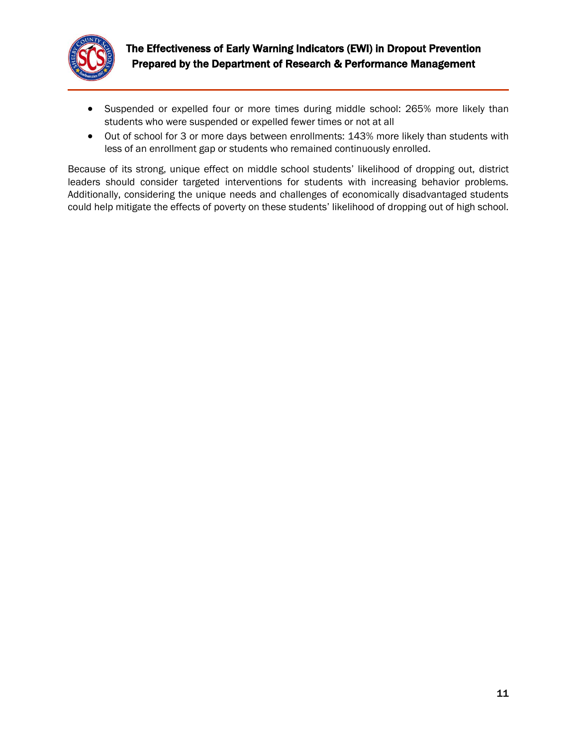- Suspended or expelled four or more times during middle school: 265% more likely than students who were suspended or expelled fewer times or not at all
- Out of school for 3 or more days between enrollments: 143% more likely than students with less of an enrollment gap or students who remained continuously enrolled.

Because of its strong, unique effect on middle school students' likelihood of dropping out, district leaders should consider targeted interventions for students with increasing behavior problems. Additionally, considering the unique needs and challenges of economically disadvantaged students could help mitigate the effects of poverty on these students' likelihood of dropping out of high school.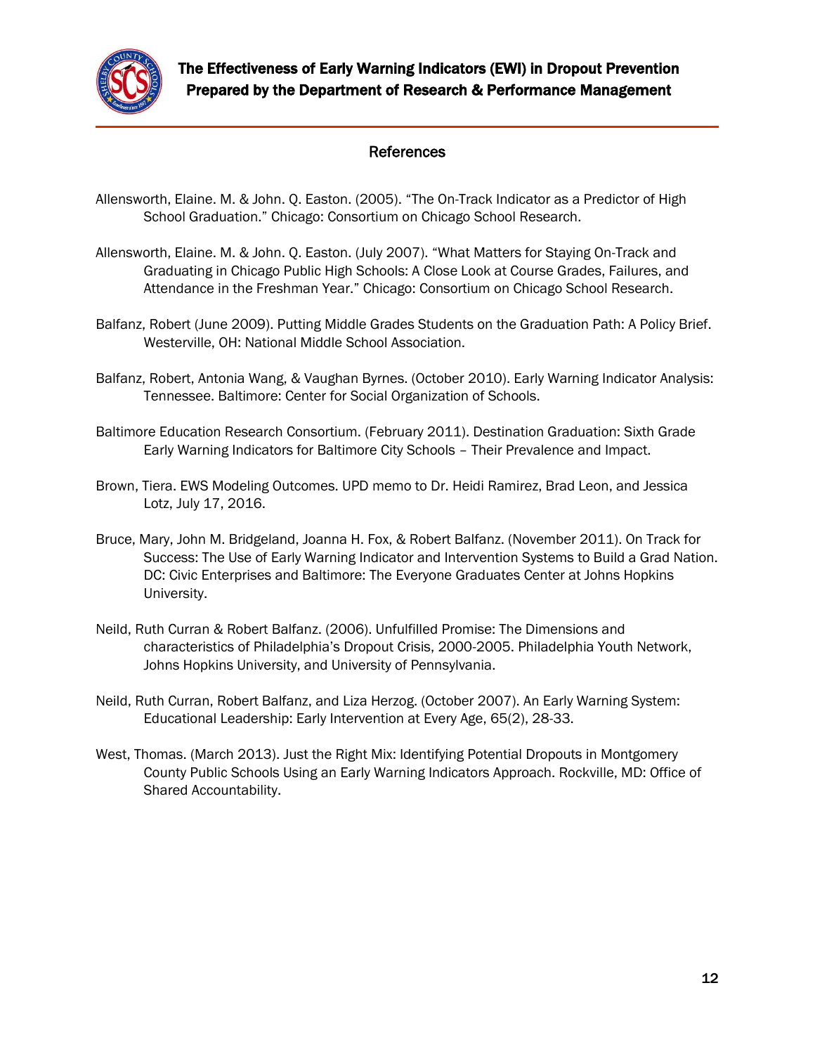## References

Allensworth, Elaine. M. & John. Q. Easton. (2005). "The On-Track Indicator as a Predictor of High School Graduation." Chicago: Consortium on Chicago School Research.

Allensworth, Elaine. M. & John. Q. Easton. (July 2007). "What Matters for Staying On-Track and Graduating in Chicago Public High Schools: A Close Look at Course Grades, Failures, and Attendance in the Freshman Year." Chicago: Consortium on Chicago School Research.

Balfanz, Robert (June 2009). Putting Middle Grades Students on the Graduation Path: A Policy Brief. Westerville, OH: National Middle School Association.

Balfanz, Robert, Antonia Wang, & Vaughan Byrnes. (October 2010). Early Warning Indicator Analysis: Tennessee. Baltimore: Center for Social Organization of Schools.

Baltimore Education Research Consortium. (February 2011). Destination Graduation: Sixth Grade Early Warning Indicators for Baltimore City Schools – Their Prevalence and Impact.

Brown, Tiera. EWS Modeling Outcomes. UPD memo to Dr. Heidi Ramirez, Brad Leon, and Jessica Lotz, July 17, 2016.

Bruce, Mary, John M. Bridgeland, Joanna H. Fox, & Robert Balfanz. (November 2011). On Track for Success: The Use of Early Warning Indicator and Intervention Systems to Build a Grad Nation. DC: Civic Enterprises and Baltimore: The Everyone Graduates Center at Johns Hopkins University.

Neild, Ruth Curran & Robert Balfanz. (2006). Unfulfilled Promise: The Dimensions and characteristics of Philadelphia's Dropout Crisis, 2000-2005. Philadelphia Youth Network, Johns Hopkins University, and University of Pennsylvania.

Neild, Ruth Curran, Robert Balfanz, and Liza Herzog. (October 2007). An Early Warning System: Educational Leadership: Early Intervention at Every Age, 65(2), 28-33.

West, Thomas. (March 2013). Just the Right Mix: Identifying Potential Dropouts in Montgomery County Public Schools Using an Early Warning Indicators Approach. Rockville, MD: Office of Shared Accountability.